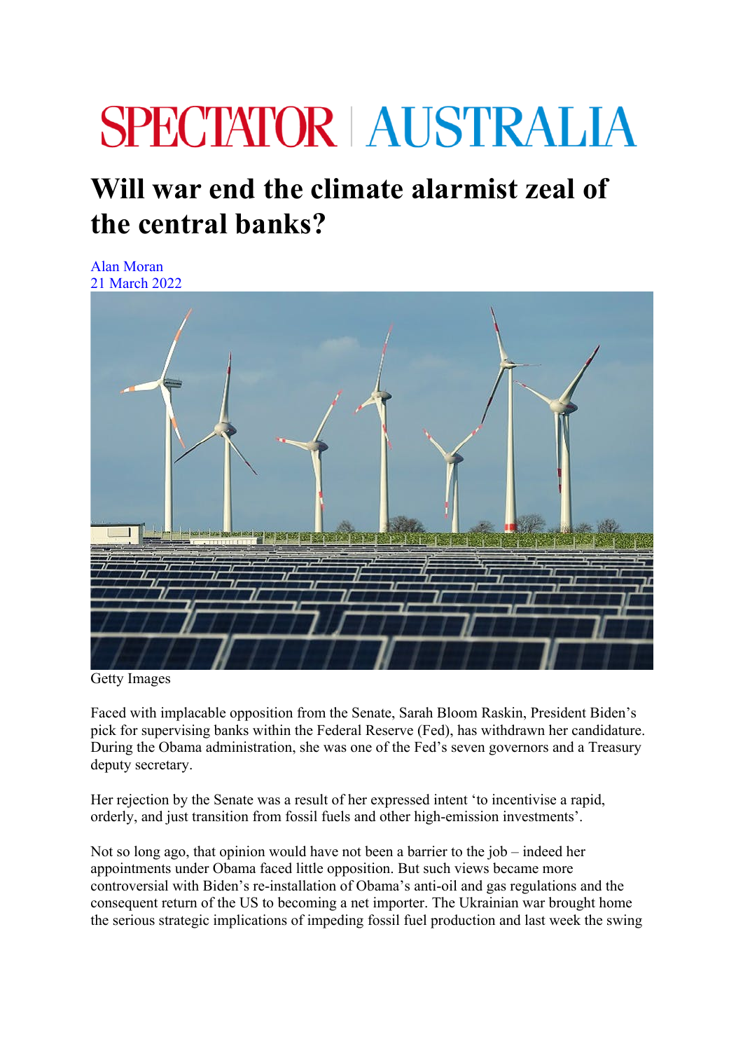SPECTATOR AUSTRALIA

# Will war end the climate alarmist zeal of the central banks?

Alan Moran
21 March 2022

Getty Images

Faced with implacable opposition from the Senate, Sarah Bloom Raskin, President Biden's pick for supervising banks within the Federal Reserve (Fed), has withdrawn her candidature. During the Obama administration, she was one of the Fed's seven governors and a Treasury deputy secretary.

Her rejection by the Senate was a result of her expressed intent 'to incentivise a rapid, orderly, and just transition from fossil fuels and other high-emission investments'.

Not so long ago, that opinion would have not been a barrier to the job – indeed her appointments under Obama faced little opposition. But such views became more controversial with Biden's re-installation of Obama's anti-oil and gas regulations and the consequent return of the US to becoming a net importer. The Ukrainian war brought home the serious strategic implications of impeding fossil fuel production and last week the swing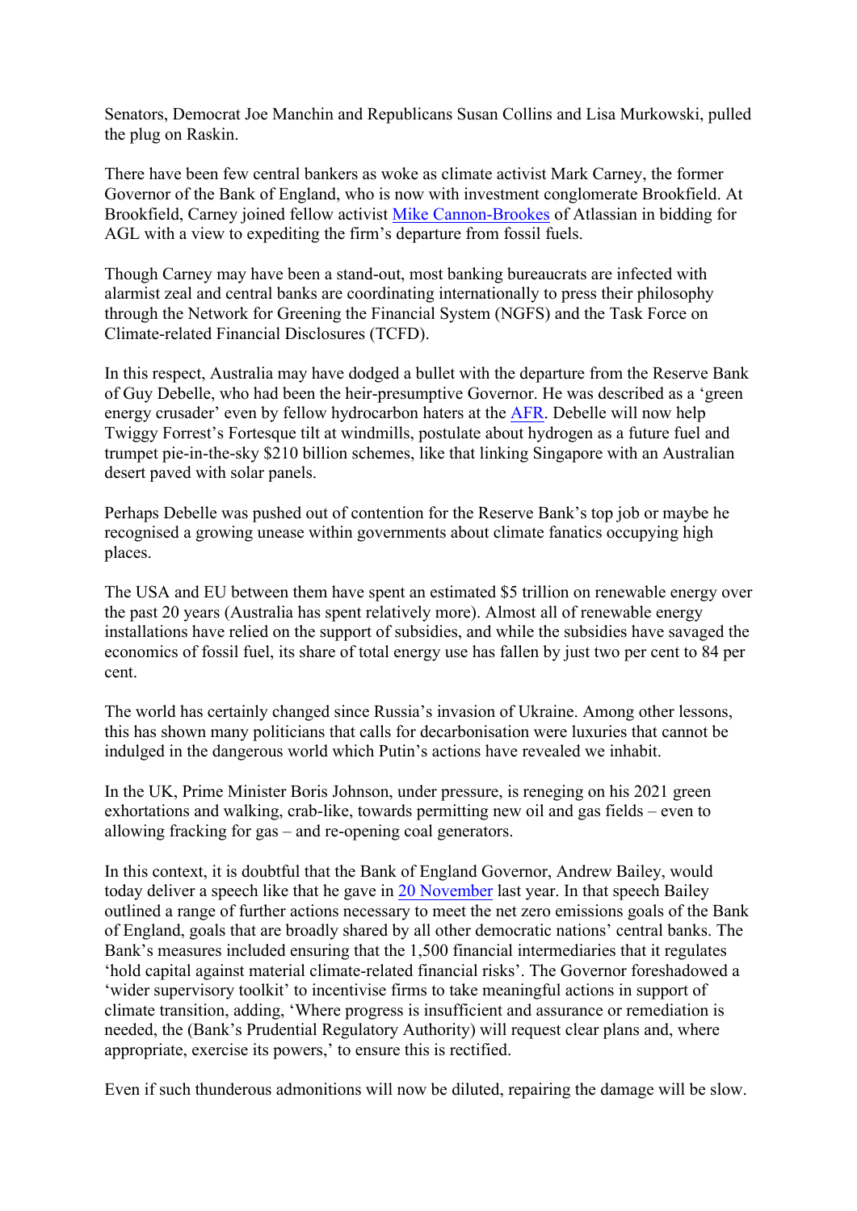Senators, Democrat Joe Manchin and Republicans Susan Collins and Lisa Murkowski, pulled the plug on Raskin.

There have been few central bankers as woke as climate activist Mark Carney, the former Governor of the Bank of England, who is now with investment conglomerate Brookfield. At Brookfield, Carney joined fellow activist Mike Cannon-Brookes of Atlassian in bidding for AGL with a view to expediting the firm's departure from fossil fuels.

Though Carney may have been a stand-out, most banking bureaucrats are infected with alarmist zeal and central banks are coordinating internationally to press their philosophy through the Network for Greening the Financial System (NGFS) and the Task Force on Climate-related Financial Disclosures (TCFD).

In this respect, Australia may have dodged a bullet with the departure from the Reserve Bank of Guy Debelle, who had been the heir-presumptive Governor. He was described as a 'green energy crusader' even by fellow hydrocarbon haters at the AFR. Debelle will now help Twiggy Forrest's Fortesque tilt at windmills, postulate about hydrogen as a future fuel and trumpet pie-in-the-sky $210 billion schemes, like that linking Singapore with an Australian desert paved with solar panels.

Perhaps Debelle was pushed out of contention for the Reserve Bank's top job or maybe he recognised a growing unease within governments about climate fanatics occupying high places.

The USA and EU between them have spent an estimated $5 trillion on renewable energy over the past 20 years (Australia has spent relatively more). Almost all of renewable energy installations have relied on the support of subsidies, and while the subsidies have savaged the economics of fossil fuel, its share of total energy use has fallen by just two per cent to 84 per cent.

The world has certainly changed since Russia's invasion of Ukraine. Among other lessons, this has shown many politicians that calls for decarbonisation were luxuries that cannot be indulged in the dangerous world which Putin's actions have revealed we inhabit.

In the UK, Prime Minister Boris Johnson, under pressure, is reneging on his 2021 green exhortations and walking, crab-like, towards permitting new oil and gas fields – even to allowing fracking for gas – and re-opening coal generators.

In this context, it is doubtful that the Bank of England Governor, Andrew Bailey, would today deliver a speech like that he gave in 20 November last year. In that speech Bailey outlined a range of further actions necessary to meet the net zero emissions goals of the Bank of England, goals that are broadly shared by all other democratic nations' central banks. The Bank's measures included ensuring that the 1,500 financial intermediaries that it regulates 'hold capital against material climate-related financial risks'. The Governor foreshadowed a 'wider supervisory toolkit' to incentivise firms to take meaningful actions in support of climate transition, adding, 'Where progress is insufficient and assurance or remediation is needed, the (Bank's Prudential Regulatory Authority) will request clear plans and, where appropriate, exercise its powers,' to ensure this is rectified.

Even if such thunderous admonitions will now be diluted, repairing the damage will be slow.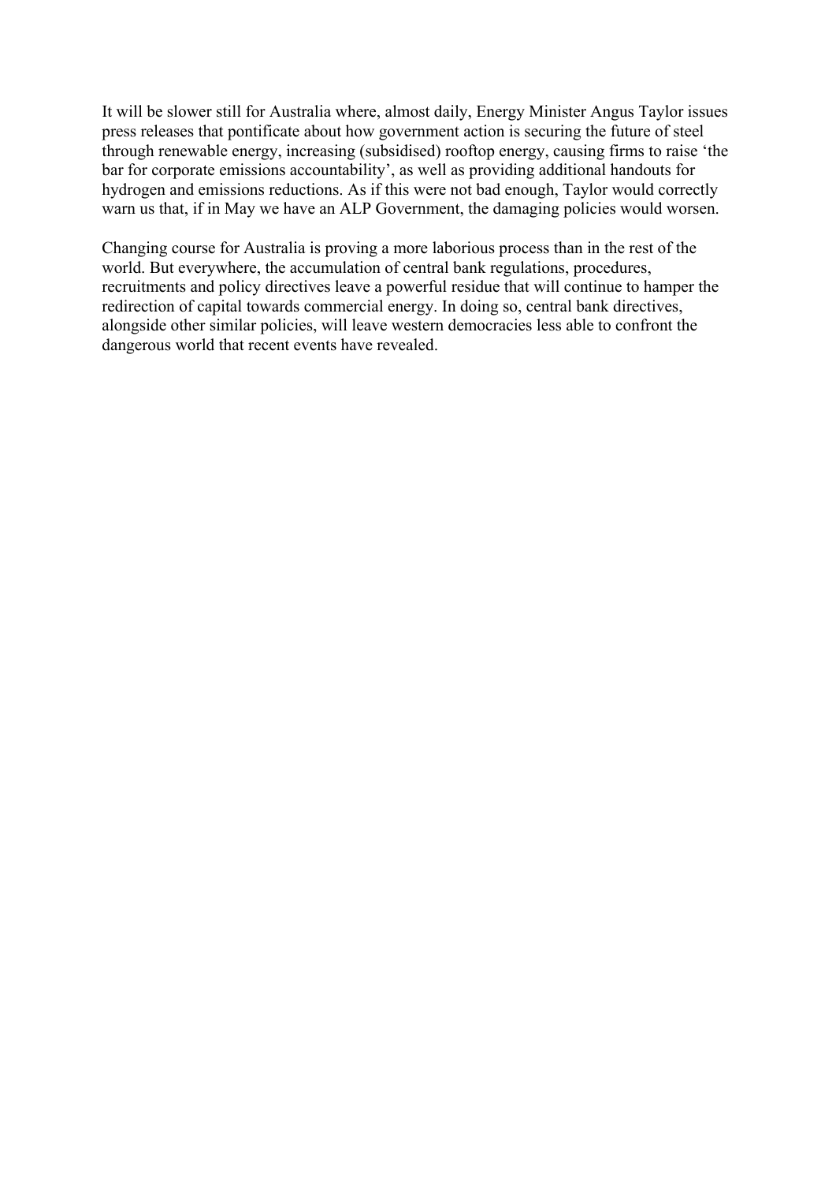It will be slower still for Australia where, almost daily, Energy Minister Angus Taylor issues press releases that pontificate about how government action is securing the future of steel through renewable energy, increasing (subsidised) rooftop energy, causing firms to raise 'the bar for corporate emissions accountability', as well as providing additional handouts for hydrogen and emissions reductions. As if this were not bad enough, Taylor would correctly warn us that, if in May we have an ALP Government, the damaging policies would worsen.

Changing course for Australia is proving a more laborious process than in the rest of the world. But everywhere, the accumulation of central bank regulations, procedures, recruitments and policy directives leave a powerful residue that will continue to hamper the redirection of capital towards commercial energy. In doing so, central bank directives, alongside other similar policies, will leave western democracies less able to confront the dangerous world that recent events have revealed.